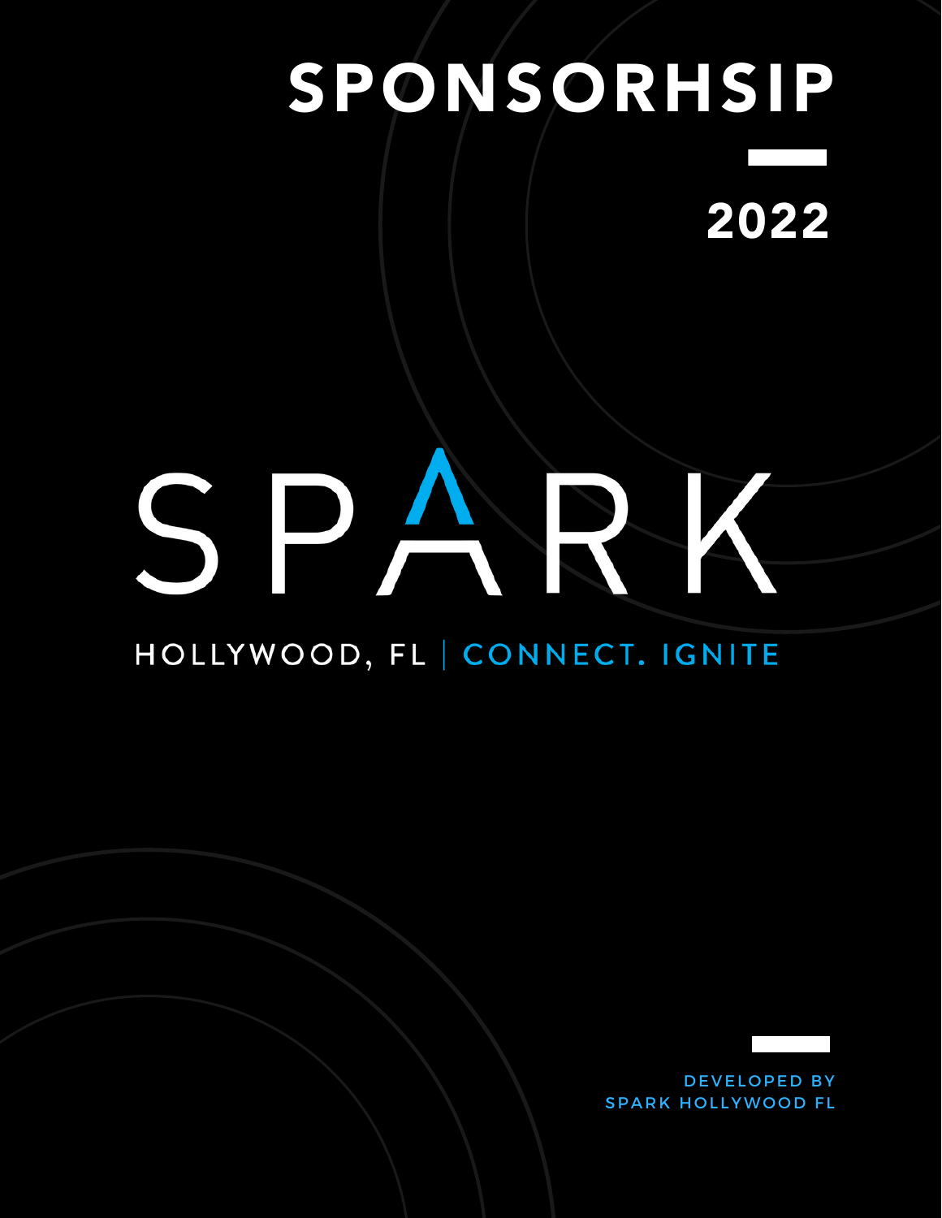# SPONSORHSIP

## 2022

# SPARK

HOLLYWOOD, FL | CONNECT. IGNITE

DEVELOPED BY
SPARK HOLLYWOOD FL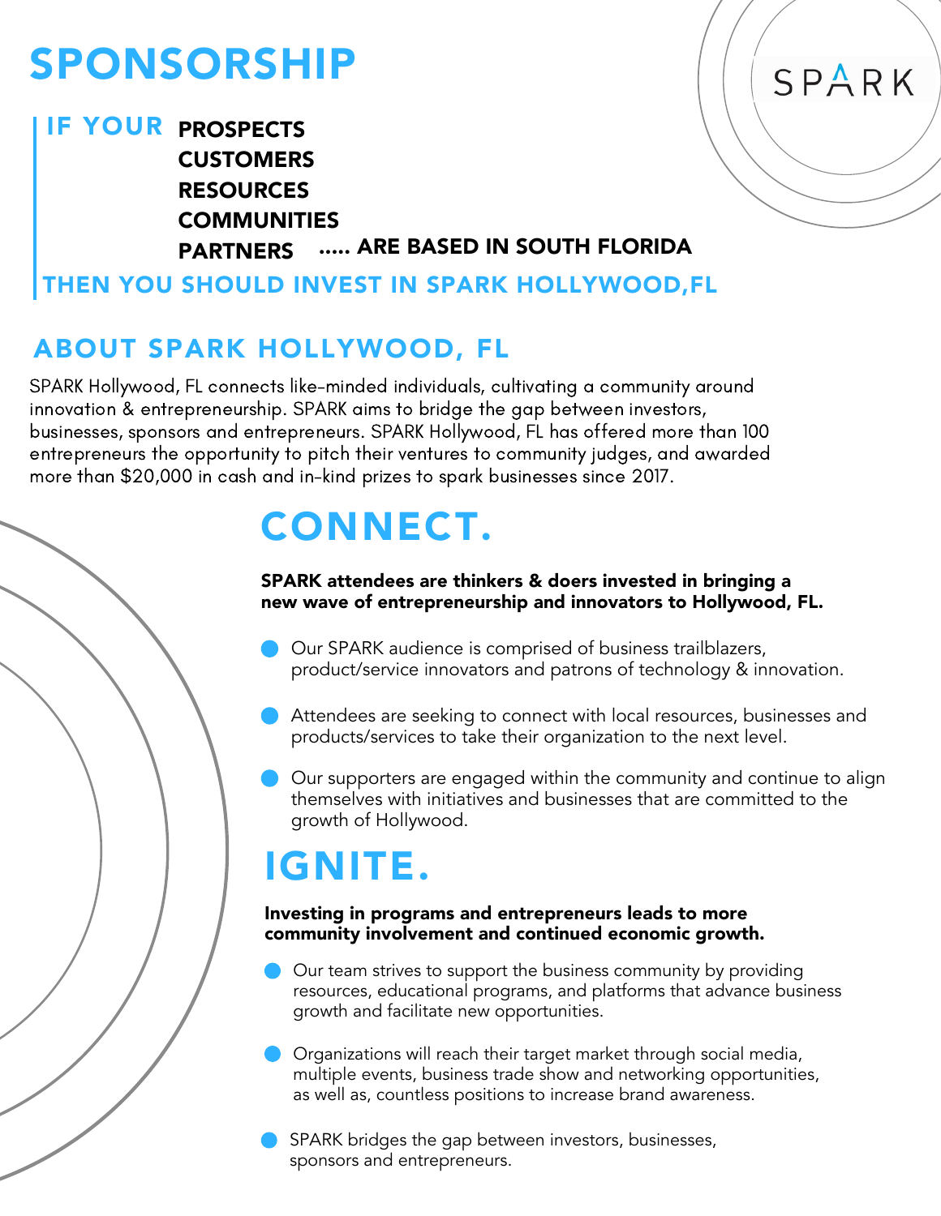# SPONSORSHIP

SPARK

**IF YOUR PROSPECTS**
**CUSTOMERS**
**RESOURCES**
**COMMUNITIES**
**PARTNERS ..... ARE BASED IN SOUTH FLORIDA**

**THEN YOU SHOULD INVEST IN SPARK HOLLYWOOD,FL**

## ABOUT SPARK HOLLYWOOD, FL

SPARK Hollywood, FL connects like-minded individuals, cultivating a community around innovation & entrepreneurship. SPARK aims to bridge the gap between investors, businesses, sponsors and entrepreneurs. SPARK Hollywood, FL has offered more than 100 entrepreneurs the opportunity to pitch their ventures to community judges, and awarded more than $20,000 in cash and in-kind prizes to spark businesses since 2017.

# CONNECT.

**SPARK attendees are thinkers & doers invested in bringing a new wave of entrepreneurship and innovators to Hollywood, FL.**

- Our SPARK audience is comprised of business trailblazers, product/service innovators and patrons of technology & innovation.
- Attendees are seeking to connect with local resources, businesses and products/services to take their organization to the next level.
- Our supporters are engaged within the community and continue to align themselves with initiatives and businesses that are committed to the growth of Hollywood.

# IGNITE.

**Investing in programs and entrepreneurs leads to more community involvement and continued economic growth.**

- Our team strives to support the business community by providing resources, educational programs, and platforms that advance business growth and facilitate new opportunities.
- Organizations will reach their target market through social media, multiple events, business trade show and networking opportunities, as well as, countless positions to increase brand awareness.
- SPARK bridges the gap between investors, businesses, sponsors and entrepreneurs.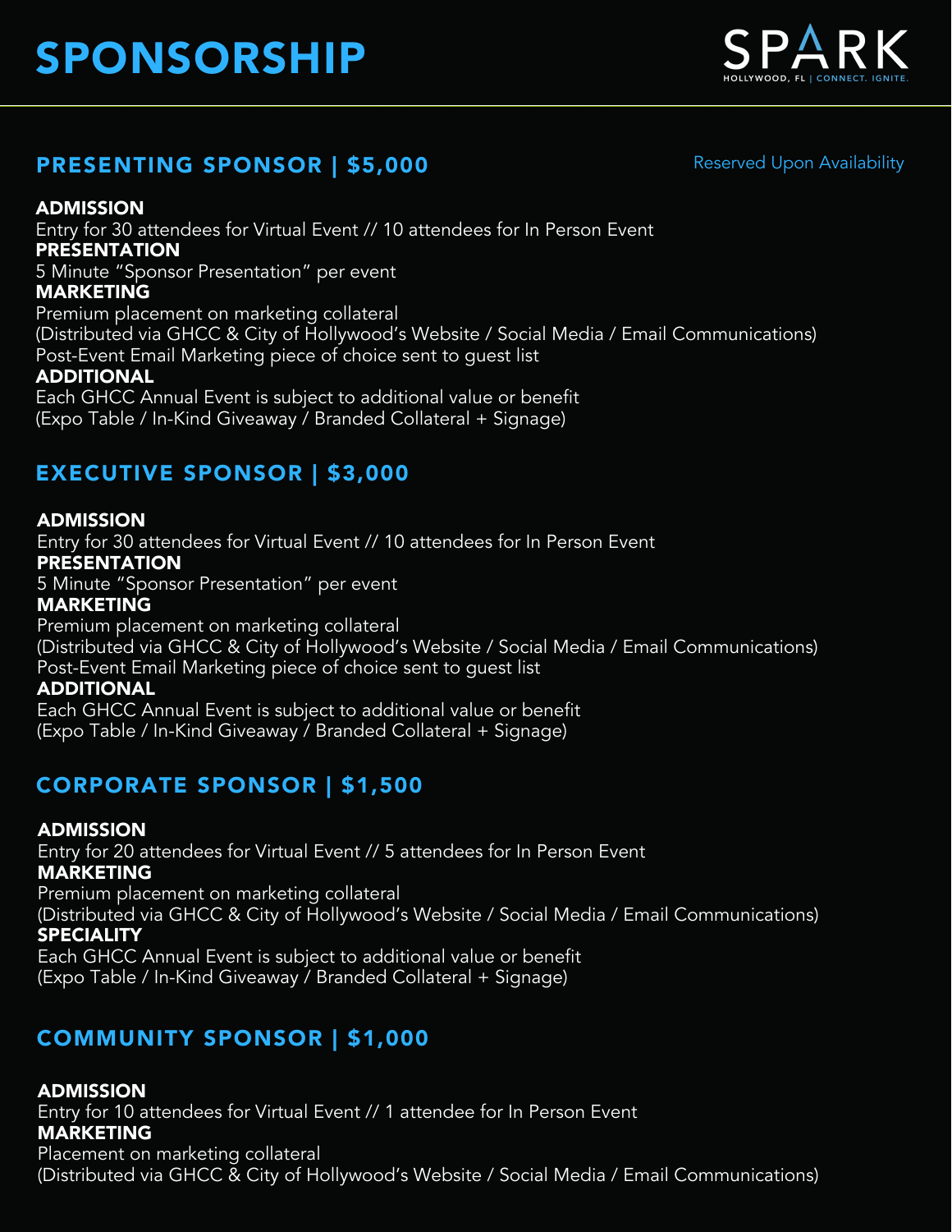# SPONSORSHIP

SPARK
HOLLYWOOD, FL | CONNECT. IGNITE.

## PRESENTING SPONSOR | $5,000

Reserved Upon Availability

**ADMISSION**
Entry for 30 attendees for Virtual Event // 10 attendees for In Person Event
**PRESENTATION**
5 Minute "Sponsor Presentation" per event
**MARKETING**
Premium placement on marketing collateral
(Distributed via GHCC & City of Hollywood's Website / Social Media / Email Communications)
Post-Event Email Marketing piece of choice sent to guest list
**ADDITIONAL**
Each GHCC Annual Event is subject to additional value or benefit
(Expo Table / In-Kind Giveaway / Branded Collateral + Signage)

## EXECUTIVE SPONSOR | $3,000

**ADMISSION**
Entry for 30 attendees for Virtual Event // 10 attendees for In Person Event
**PRESENTATION**
5 Minute "Sponsor Presentation" per event
**MARKETING**
Premium placement on marketing collateral
(Distributed via GHCC & City of Hollywood's Website / Social Media / Email Communications)
Post-Event Email Marketing piece of choice sent to guest list
**ADDITIONAL**
Each GHCC Annual Event is subject to additional value or benefit
(Expo Table / In-Kind Giveaway / Branded Collateral + Signage)

## CORPORATE SPONSOR | $1,500

**ADMISSION**
Entry for 20 attendees for Virtual Event // 5 attendees for In Person Event
**MARKETING**
Premium placement on marketing collateral
(Distributed via GHCC & City of Hollywood's Website / Social Media / Email Communications)
**SPECIALITY**
Each GHCC Annual Event is subject to additional value or benefit
(Expo Table / In-Kind Giveaway / Branded Collateral + Signage)

## COMMUNITY SPONSOR | $1,000

**ADMISSION**
Entry for 10 attendees for Virtual Event // 1 attendee for In Person Event
**MARKETING**
Placement on marketing collateral
(Distributed via GHCC & City of Hollywood's Website / Social Media / Email Communications)